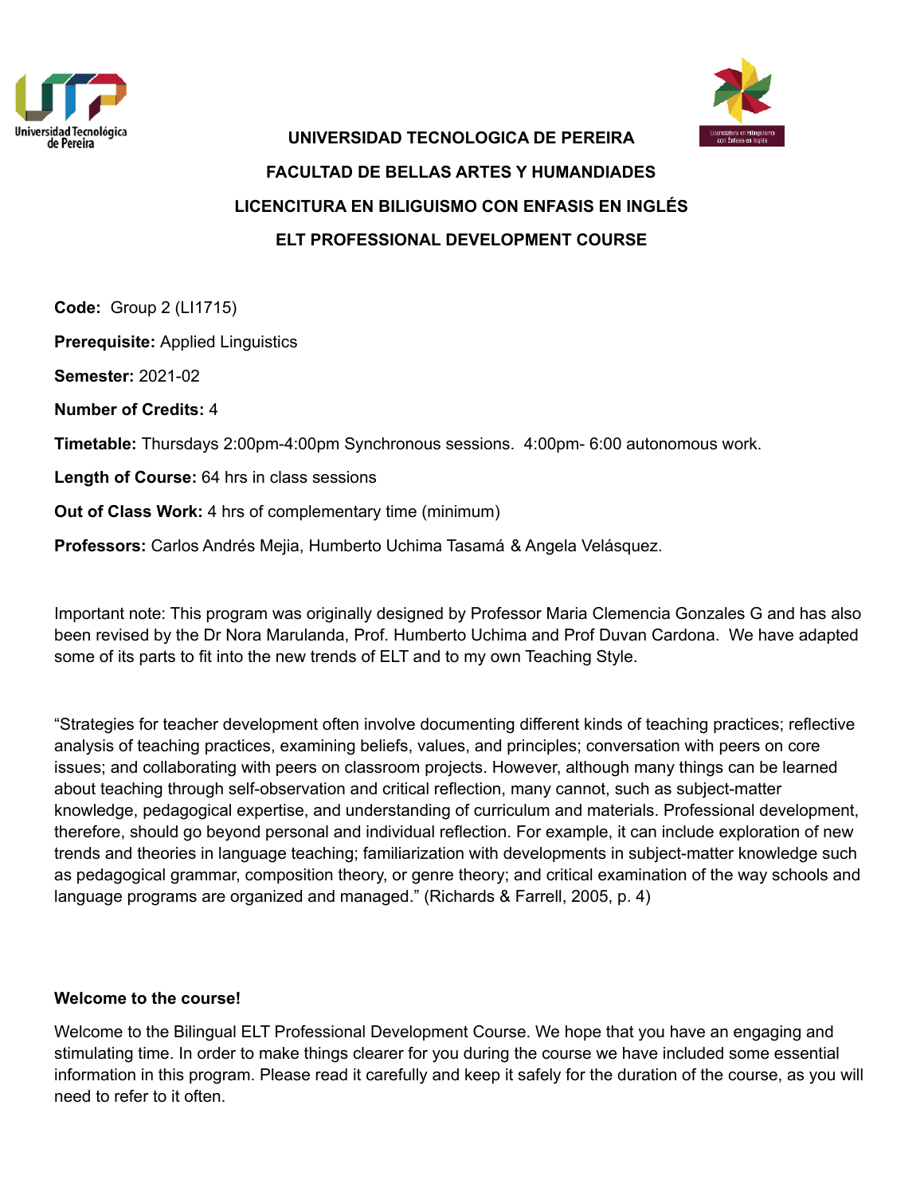# UNIVERSIDAD TECNOLOGICA DE PEREIRA

## FACULTAD DE BELLAS ARTES Y HUMANDIADES

## LICENCITURA EN BILIGUISMO CON ENFASIS EN INGLÉS

## ELT PROFESSIONAL DEVELOPMENT COURSE

**Code:** Group 2 (LI1715)

**Prerequisite:** Applied Linguistics

**Semester:** 2021-02

**Number of Credits:** 4

**Timetable:** Thursdays 2:00pm-4:00pm Synchronous sessions. 4:00pm- 6:00 autonomous work.

**Length of Course:** 64 hrs in class sessions

**Out of Class Work:** 4 hrs of complementary time (minimum)

**Professors:** Carlos Andrés Mejia, Humberto Uchima Tasamá & Angela Velásquez.

Important note: This program was originally designed by Professor Maria Clemencia Gonzales G and has also been revised by the Dr Nora Marulanda, Prof. Humberto Uchima and Prof Duvan Cardona. We have adapted some of its parts to fit into the new trends of ELT and to my own Teaching Style.

"Strategies for teacher development often involve documenting different kinds of teaching practices; reflective analysis of teaching practices, examining beliefs, values, and principles; conversation with peers on core issues; and collaborating with peers on classroom projects. However, although many things can be learned about teaching through self-observation and critical reflection, many cannot, such as subject-matter knowledge, pedagogical expertise, and understanding of curriculum and materials. Professional development, therefore, should go beyond personal and individual reflection. For example, it can include exploration of new trends and theories in language teaching; familiarization with developments in subject-matter knowledge such as pedagogical grammar, composition theory, or genre theory; and critical examination of the way schools and language programs are organized and managed." (Richards & Farrell, 2005, p. 4)

**Welcome to the course!**

Welcome to the Bilingual ELT Professional Development Course. We hope that you have an engaging and stimulating time. In order to make things clearer for you during the course we have included some essential information in this program. Please read it carefully and keep it safely for the duration of the course, as you will need to refer to it often.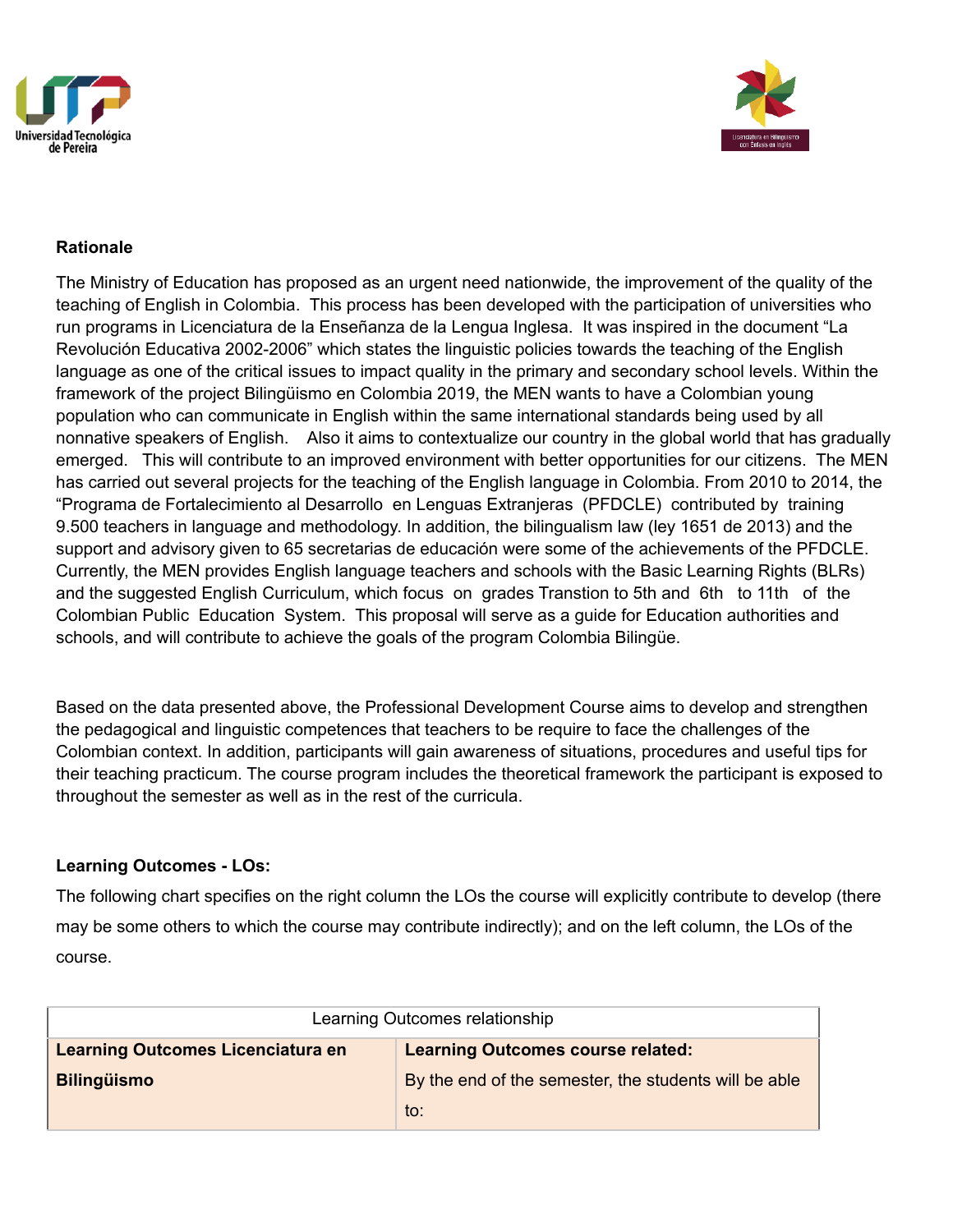**Rationale**

The Ministry of Education has proposed as an urgent need nationwide, the improvement of the quality of the teaching of English in Colombia. This process has been developed with the participation of universities who run programs in Licenciatura de la Enseñanza de la Lengua Inglesa. It was inspired in the document "La Revolución Educativa 2002-2006" which states the linguistic policies towards the teaching of the English language as one of the critical issues to impact quality in the primary and secondary school levels. Within the framework of the project Bilingüismo en Colombia 2019, the MEN wants to have a Colombian young population who can communicate in English within the same international standards being used by all nonnative speakers of English. Also it aims to contextualize our country in the global world that has gradually emerged. This will contribute to an improved environment with better opportunities for our citizens. The MEN has carried out several projects for the teaching of the English language in Colombia. From 2010 to 2014, the "Programa de Fortalecimiento al Desarrollo en Lenguas Extranjeras (PFDCLE) contributed by training 9.500 teachers in language and methodology. In addition, the bilingualism law (ley 1651 de 2013) and the support and advisory given to 65 secretarias de educación were some of the achievements of the PFDCLE. Currently, the MEN provides English language teachers and schools with the Basic Learning Rights (BLRs) and the suggested English Curriculum, which focus on grades Transtion to 5th and 6th to 11th of the Colombian Public Education System. This proposal will serve as a guide for Education authorities and schools, and will contribute to achieve the goals of the program Colombia Bilingüe.

Based on the data presented above, the Professional Development Course aims to develop and strengthen the pedagogical and linguistic competences that teachers to be require to face the challenges of the Colombian context. In addition, participants will gain awareness of situations, procedures and useful tips for their teaching practicum. The course program includes the theoretical framework the participant is exposed to throughout the semester as well as in the rest of the curricula.

**Learning Outcomes - LOs:**

The following chart specifies on the right column the LOs the course will explicitly contribute to develop (there may be some others to which the course may contribute indirectly); and on the left column, the LOs of the course.

| Learning Outcomes relationship | |
|---|---|
| **Learning Outcomes Licenciatura en Bilingüismo** | **Learning Outcomes course related:** By the end of the semester, the students will be able to: |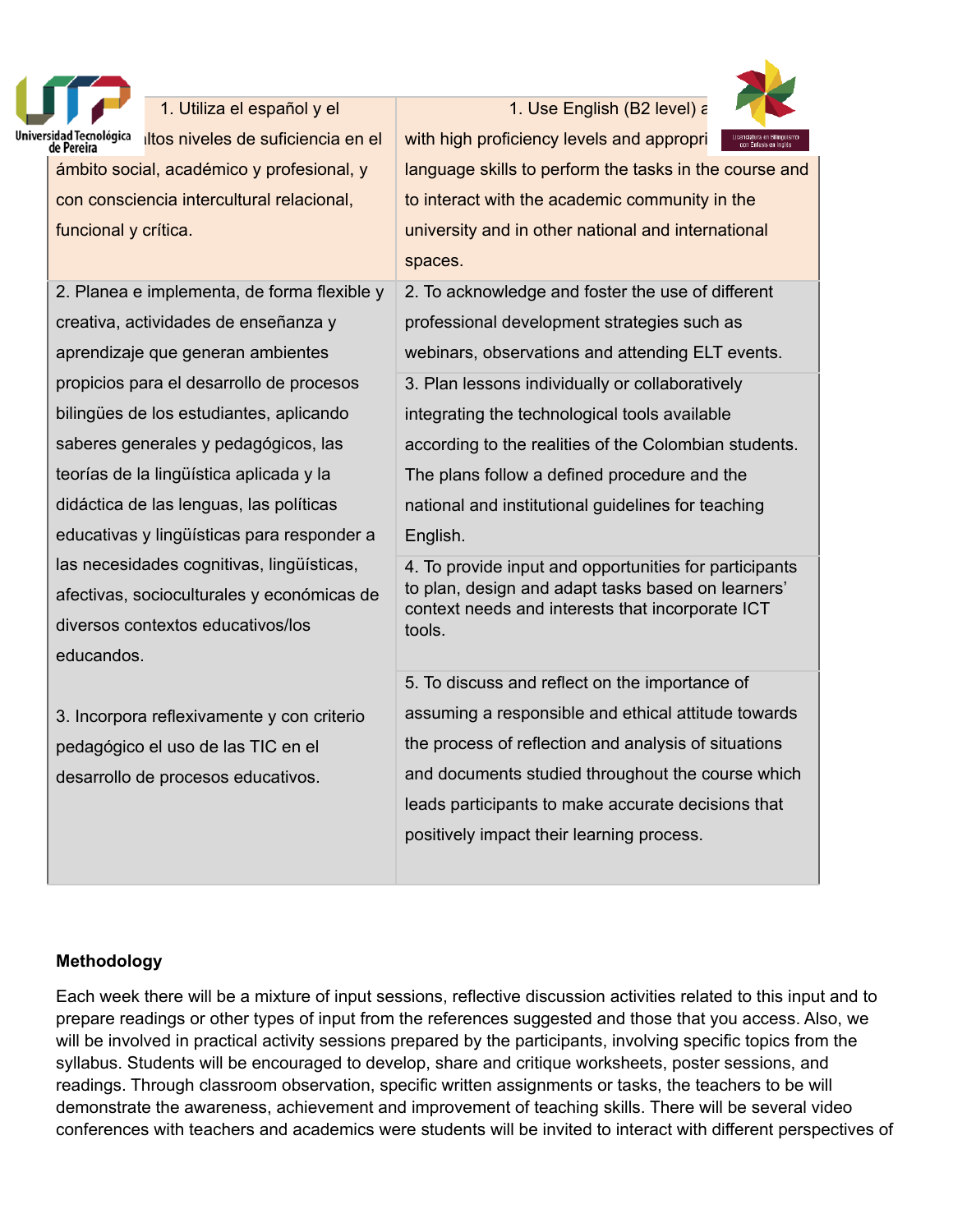| | |
|---|---|
| 1. Utiliza el español y el ... altos niveles de suficiencia en el ámbito social, académico y profesional, y con consciencia intercultural relacional, funcional y crítica. | 1. Use English (B2 level) a... with high proficiency levels and appropri... language skills to perform the tasks in the course and to interact with the academic community in the university and in other national and international spaces. |
| 2. Planea e implementa, de forma flexible y creativa, actividades de enseñanza y aprendizaje que generan ambientes propicios para el desarrollo de procesos bilingües de los estudiantes, aplicando saberes generales y pedagógicos, las teorías de la lingüística aplicada y la didáctica de las lenguas, las políticas educativas y lingüísticas para responder a las necesidades cognitivas, lingüísticas, afectivas, socioculturales y económicas de diversos contextos educativos/los educandos.<br><br>3. Incorpora reflexivamente y con criterio pedagógico el uso de las TIC en el desarrollo de procesos educativos. | 2. To acknowledge and foster the use of different professional development strategies such as webinars, observations and attending ELT events.<br><br>3. Plan lessons individually or collaboratively integrating the technological tools available according to the realities of the Colombian students. The plans follow a defined procedure and the national and institutional guidelines for teaching English.<br><br>4. To provide input and opportunities for participants to plan, design and adapt tasks based on learners' context needs and interests that incorporate ICT tools.<br><br>5. To discuss and reflect on the importance of assuming a responsible and ethical attitude towards the process of reflection and analysis of situations and documents studied throughout the course which leads participants to make accurate decisions that positively impact their learning process. |

**Methodology**

Each week there will be a mixture of input sessions, reflective discussion activities related to this input and to prepare readings or other types of input from the references suggested and those that you access. Also, we will be involved in practical activity sessions prepared by the participants, involving specific topics from the syllabus. Students will be encouraged to develop, share and critique worksheets, poster sessions, and readings. Through classroom observation, specific written assignments or tasks, the teachers to be will demonstrate the awareness, achievement and improvement of teaching skills. There will be several video conferences with teachers and academics were students will be invited to interact with different perspectives of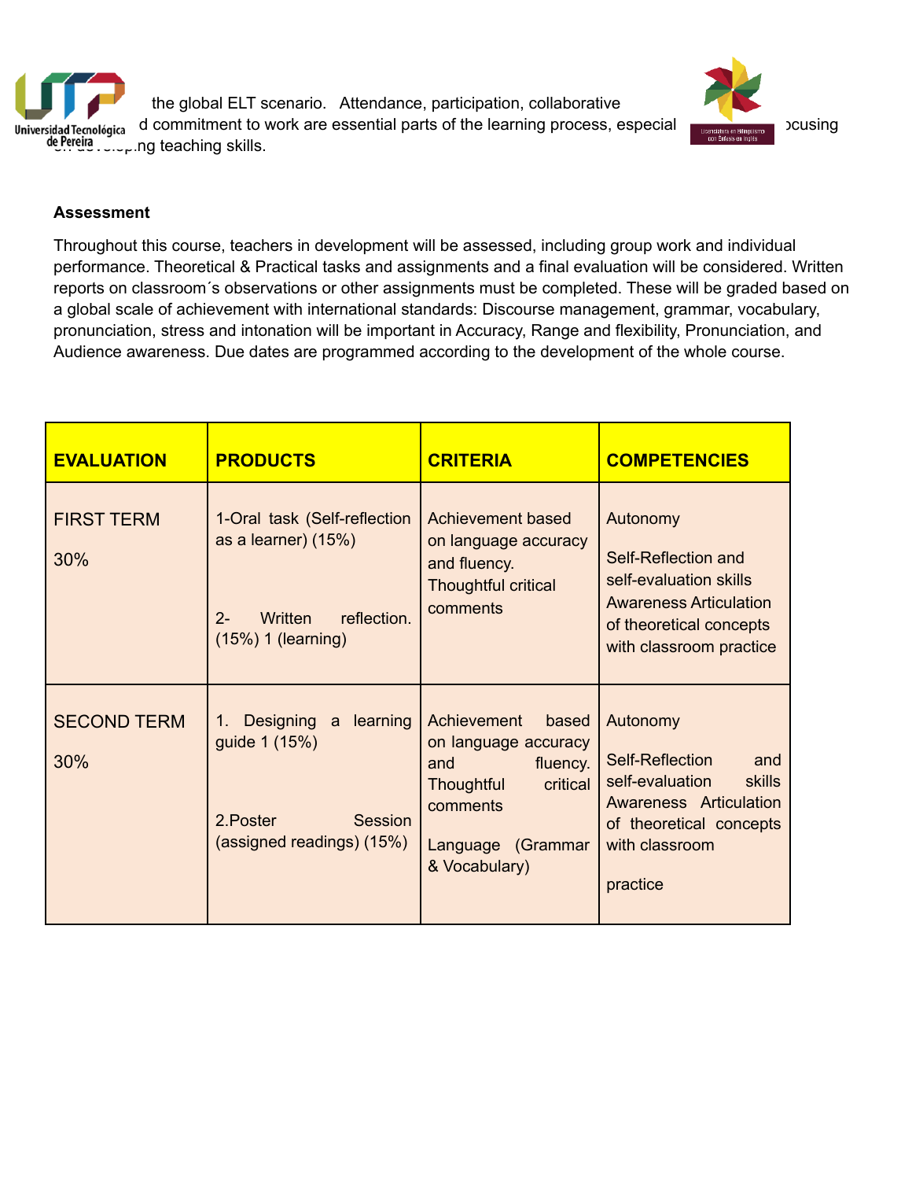the global ELT scenario. Attendance, participation, collaborative ... d commitment to work are essential parts of the learning process, especial... ocusing on developing teaching skills.

**Assessment**

Throughout this course, teachers in development will be assessed, including group work and individual performance. Theoretical & Practical tasks and assignments and a final evaluation will be considered. Written reports on classroom´s observations or other assignments must be completed. These will be graded based on a global scale of achievement with international standards: Discourse management, grammar, vocabulary, pronunciation, stress and intonation will be important in Accuracy, Range and flexibility, Pronunciation, and Audience awareness. Due dates are programmed according to the development of the whole course.

| EVALUATION | PRODUCTS | CRITERIA | COMPETENCIES |
|---|---|---|---|
| FIRST TERM<br><br>30% | 1-Oral task (Self-reflection as a learner) (15%)<br><br>2- Written reflection. (15%) 1 (learning) | Achievement based on language accuracy and fluency. Thoughtful critical comments | Autonomy<br><br>Self-Reflection and self-evaluation skills Awareness Articulation of theoretical concepts with classroom practice |
| SECOND TERM<br><br>30% | 1. Designing a learning guide 1 (15%)<br><br>2.Poster Session (assigned readings) (15%) | Achievement based on language accuracy and fluency. Thoughtful critical comments<br><br>Language (Grammar & Vocabulary) | Autonomy<br><br>Self-Reflection and self-evaluation skills Awareness Articulation of theoretical concepts with classroom<br><br>practice |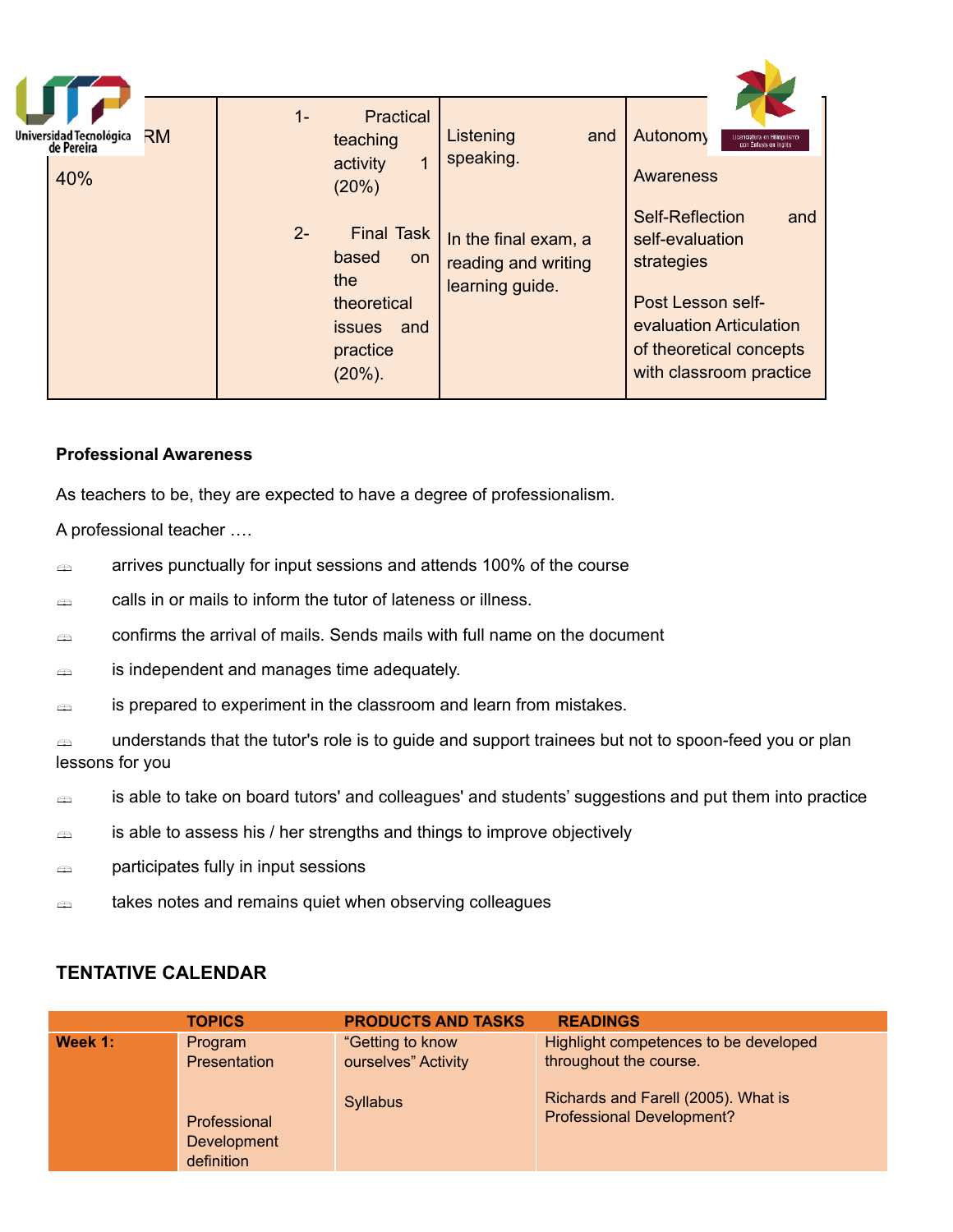| RM 40% | 1- Practical teaching activity 1 (20%)<br><br>2- Final Task based on the theoretical issues and practice (20%). | Listening and speaking.<br><br>In the final exam, a reading and writing learning guide. | Autonomy<br><br>Awareness<br><br>Self-Reflection and self-evaluation strategies<br><br>Post Lesson self-evaluation Articulation of theoretical concepts with classroom practice |
|---|---|---|---|

**Professional Awareness**

As teachers to be, they are expected to have a degree of professionalism.

A professional teacher ….

- arrives punctually for input sessions and attends 100% of the course
- calls in or mails to inform the tutor of lateness or illness.
- confirms the arrival of mails. Sends mails with full name on the document
- is independent and manages time adequately.
- is prepared to experiment in the classroom and learn from mistakes.
- understands that the tutor's role is to guide and support trainees but not to spoon-feed you or plan lessons for you
- is able to take on board tutors' and colleagues' and students' suggestions and put them into practice
- is able to assess his / her strengths and things to improve objectively
- participates fully in input sessions
- takes notes and remains quiet when observing colleagues

**TENTATIVE CALENDAR**

| | TOPICS | PRODUCTS AND TASKS | READINGS |
|---|---|---|---|
| **Week 1:** | Program Presentation<br><br>Professional Development definition | "Getting to know ourselves" Activity<br><br>Syllabus | Highlight competences to be developed throughout the course.<br><br>Richards and Farell (2005). What is Professional Development? |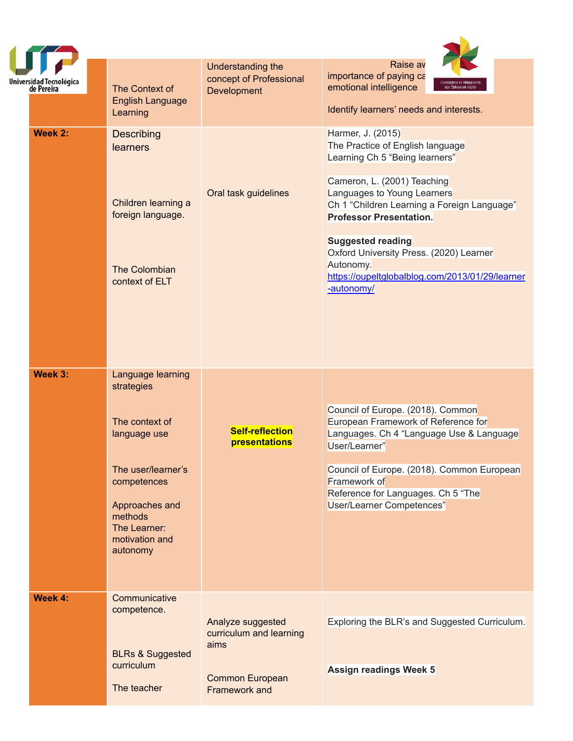| | | | |
|---|---|---|---|
| | The Context of English Language Learning | Understanding the concept of Professional Development | Raise av... importance of paying ca... emotional intelligence<br><br>Identify learners' needs and interests. |
| **Week 2:** | Describing learners<br><br>Children learning a foreign language.<br><br>The Colombian context of ELT | Oral task guidelines | Harmer, J. (2015) The Practice of English language Learning Ch 5 "Being learners"<br><br>Cameron, L. (2001) Teaching Languages to Young Learners Ch 1 "Children Learning a Foreign Language"<br>**Professor Presentation.**<br><br>**Suggested reading**<br>Oxford University Press. (2020) Learner Autonomy.<br>https://oupeltglobalblog.com/2013/01/29/learner-autonomy/ |
| **Week 3:** | Language learning strategies<br><br>The context of language use<br><br>The user/learner's competences<br><br>Approaches and methods<br>The Learner: motivation and autonomy | **Self-reflection presentations** | Council of Europe. (2018). Common European Framework of Reference for Languages. Ch 4 "Language Use & Language User/Learner"<br><br>Council of Europe. (2018). Common European Framework of Reference for Languages. Ch 5 "The User/Learner Competences" |
| **Week 4:** | Communicative competence.<br><br>BLRs & Suggested curriculum<br><br>The teacher | Analyze suggested curriculum and learning aims<br><br>Common European Framework and | Exploring the BLR's and Suggested Curriculum.<br><br>**Assign readings Week 5** |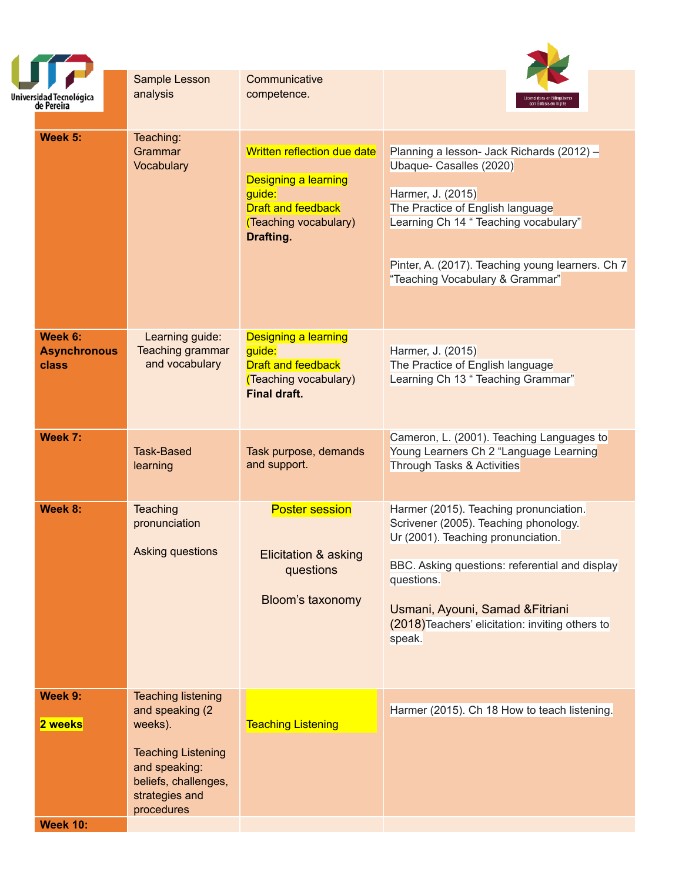| | | | |
|---|---|---|---|
| | Sample Lesson analysis | Communicative competence. | |
| **Week 5:** | Teaching: Grammar Vocabulary | Written reflection due date<br><br>Designing a learning guide:<br>Draft and feedback (Teaching vocabulary)<br>**Drafting.** | Planning a lesson- Jack Richards (2012) – Ubaque- Casalles (2020)<br><br>Harmer, J. (2015) The Practice of English language Learning Ch 14 " Teaching vocabulary"<br><br>Pinter, A. (2017). Teaching young learners. Ch 7 "Teaching Vocabulary & Grammar" |
| **Week 6: Asynchronous class** | Learning guide: Teaching grammar and vocabulary | Designing a learning guide:<br>Draft and feedback (Teaching vocabulary)<br>**Final draft.** | Harmer, J. (2015) The Practice of English language Learning Ch 13 " Teaching Grammar" |
| **Week 7:** | Task-Based learning | Task purpose, demands and support. | Cameron, L. (2001). Teaching Languages to Young Learners Ch 2 "Language Learning Through Tasks & Activities |
| **Week 8:** | Teaching pronunciation<br><br>Asking questions | Poster session<br><br>Elicitation & asking questions<br><br>Bloom's taxonomy | Harmer (2015). Teaching pronunciation.<br>Scrivener (2005). Teaching phonology.<br>Ur (2001). Teaching pronunciation.<br><br>BBC. Asking questions: referential and display questions.<br><br>Usmani, Ayouni, Samad &Fitriani (2018)Teachers' elicitation: inviting others to speak. |
| **Week 9:**<br><br>**2 weeks** | Teaching listening and speaking (2 weeks).<br><br>Teaching Listening and speaking: beliefs, challenges, strategies and procedures | Teaching Listening | Harmer (2015). Ch 18 How to teach listening. |
| **Week 10:** | | | |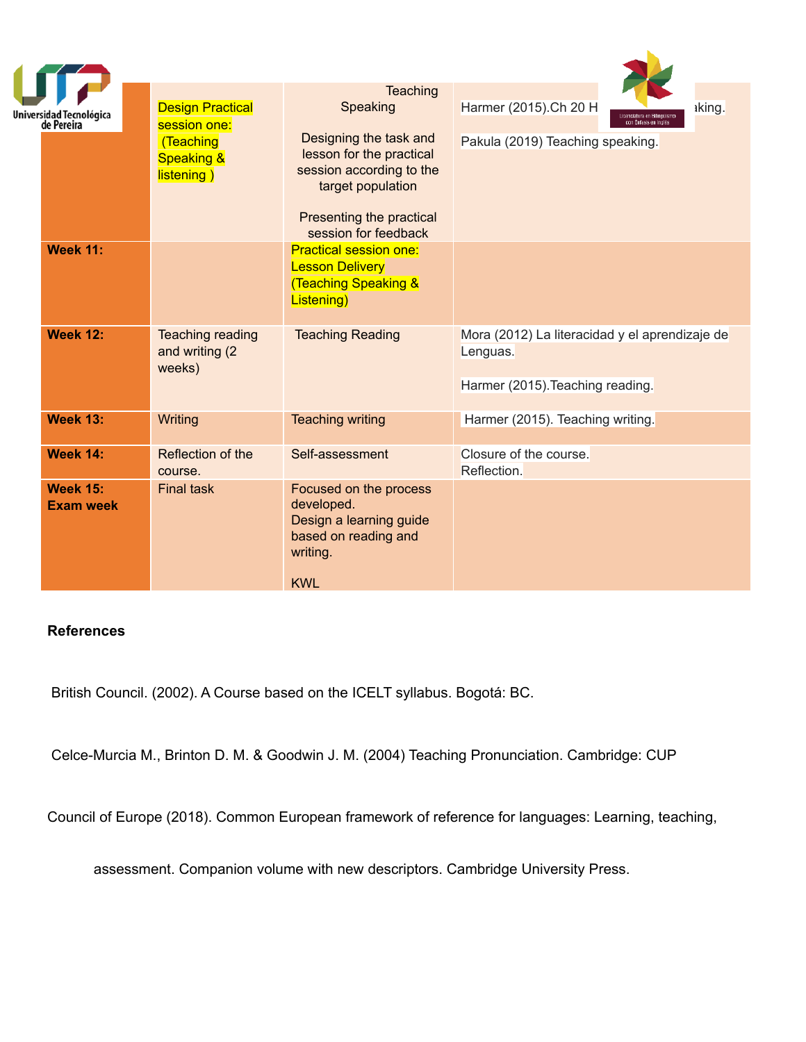| | | | |
|---|---|---|---|
| | Design Practical session one: (Teaching Speaking & listening ) | Teaching Speaking<br><br>Designing the task and lesson for the practical session according to the target population<br><br>Presenting the practical session for feedback | Harmer (2015).Ch 20 H aking.<br><br>Pakula (2019) Teaching speaking. |
| **Week 11:** | | Practical session one: Lesson Delivery (Teaching Speaking & Listening) | |
| **Week 12:** | Teaching reading and writing (2 weeks) | Teaching Reading | Mora (2012) La literacidad y el aprendizaje de Lenguas.<br><br>Harmer (2015).Teaching reading. |
| **Week 13:** | Writing | Teaching writing | Harmer (2015). Teaching writing. |
| **Week 14:** | Reflection of the course. | Self-assessment | Closure of the course.<br>Reflection. |
| **Week 15: Exam week** | Final task | Focused on the process developed.<br>Design a learning guide based on reading and writing.<br><br>KWL | |

**References**

British Council. (2002). A Course based on the ICELT syllabus. Bogotá: BC.

Celce-Murcia M., Brinton D. M. & Goodwin J. M. (2004) Teaching Pronunciation. Cambridge: CUP

Council of Europe (2018). Common European framework of reference for languages: Learning, teaching, assessment. Companion volume with new descriptors. Cambridge University Press.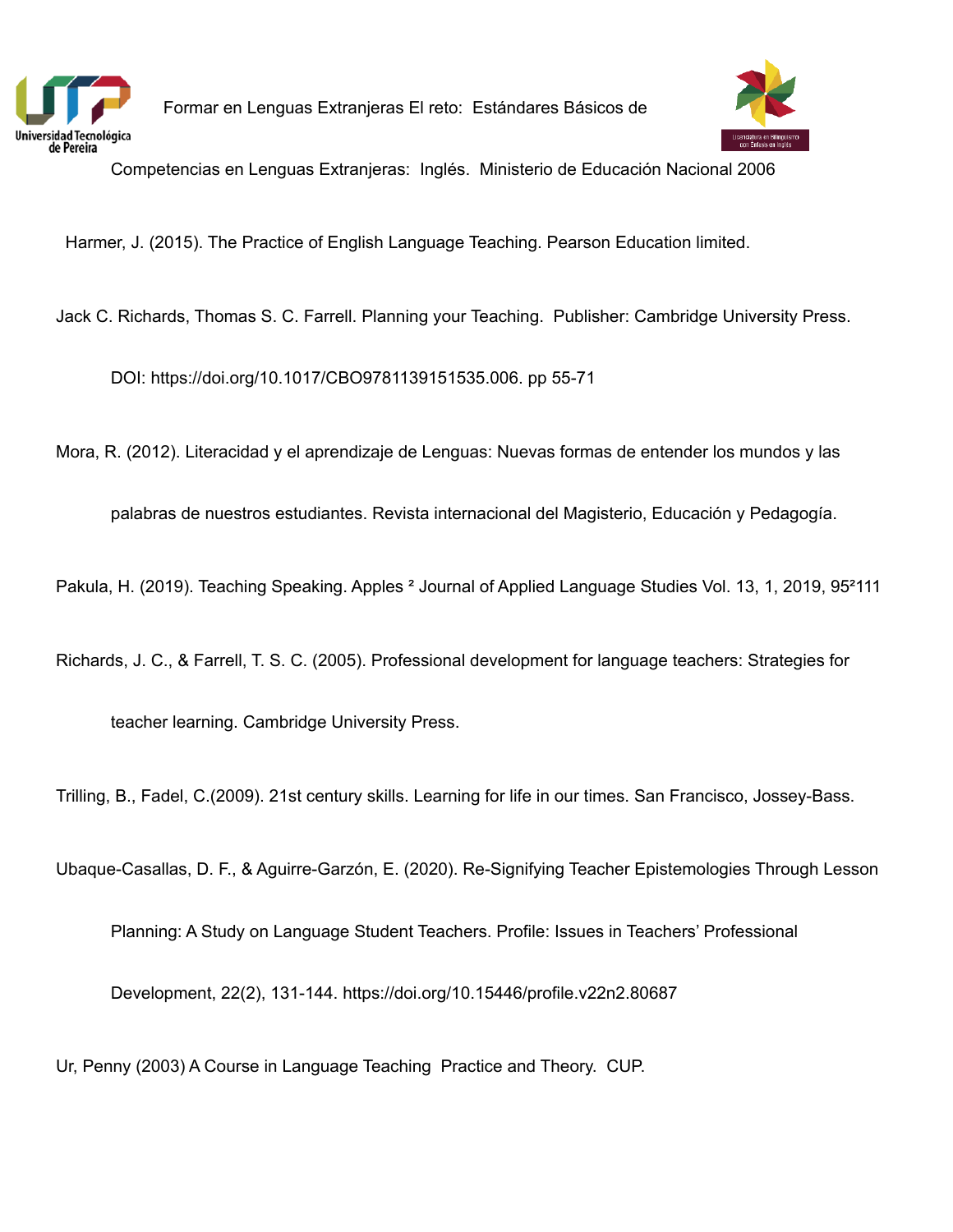Formar en Lenguas Extranjeras El reto: Estándares Básicos de Competencias en Lenguas Extranjeras: Inglés. Ministerio de Educación Nacional 2006

Harmer, J. (2015). The Practice of English Language Teaching. Pearson Education limited.

Jack C. Richards, Thomas S. C. Farrell. Planning your Teaching. Publisher: Cambridge University Press. DOI: https://doi.org/10.1017/CBO9781139151535.006. pp 55-71

Mora, R. (2012). Literacidad y el aprendizaje de Lenguas: Nuevas formas de entender los mundos y las palabras de nuestros estudiantes. Revista internacional del Magisterio, Educación y Pedagogía.

Pakula, H. (2019). Teaching Speaking. Apples ² Journal of Applied Language Studies Vol. 13, 1, 2019, 95²111

Richards, J. C., & Farrell, T. S. C. (2005). Professional development for language teachers: Strategies for teacher learning. Cambridge University Press.

Trilling, B., Fadel, C.(2009). 21st century skills. Learning for life in our times. San Francisco, Jossey-Bass.

Ubaque-Casallas, D. F., & Aguirre-Garzón, E. (2020). Re-Signifying Teacher Epistemologies Through Lesson Planning: A Study on Language Student Teachers. Profile: Issues in Teachers' Professional Development, 22(2), 131-144. https://doi.org/10.15446/profile.v22n2.80687

Ur, Penny (2003) A Course in Language Teaching Practice and Theory. CUP.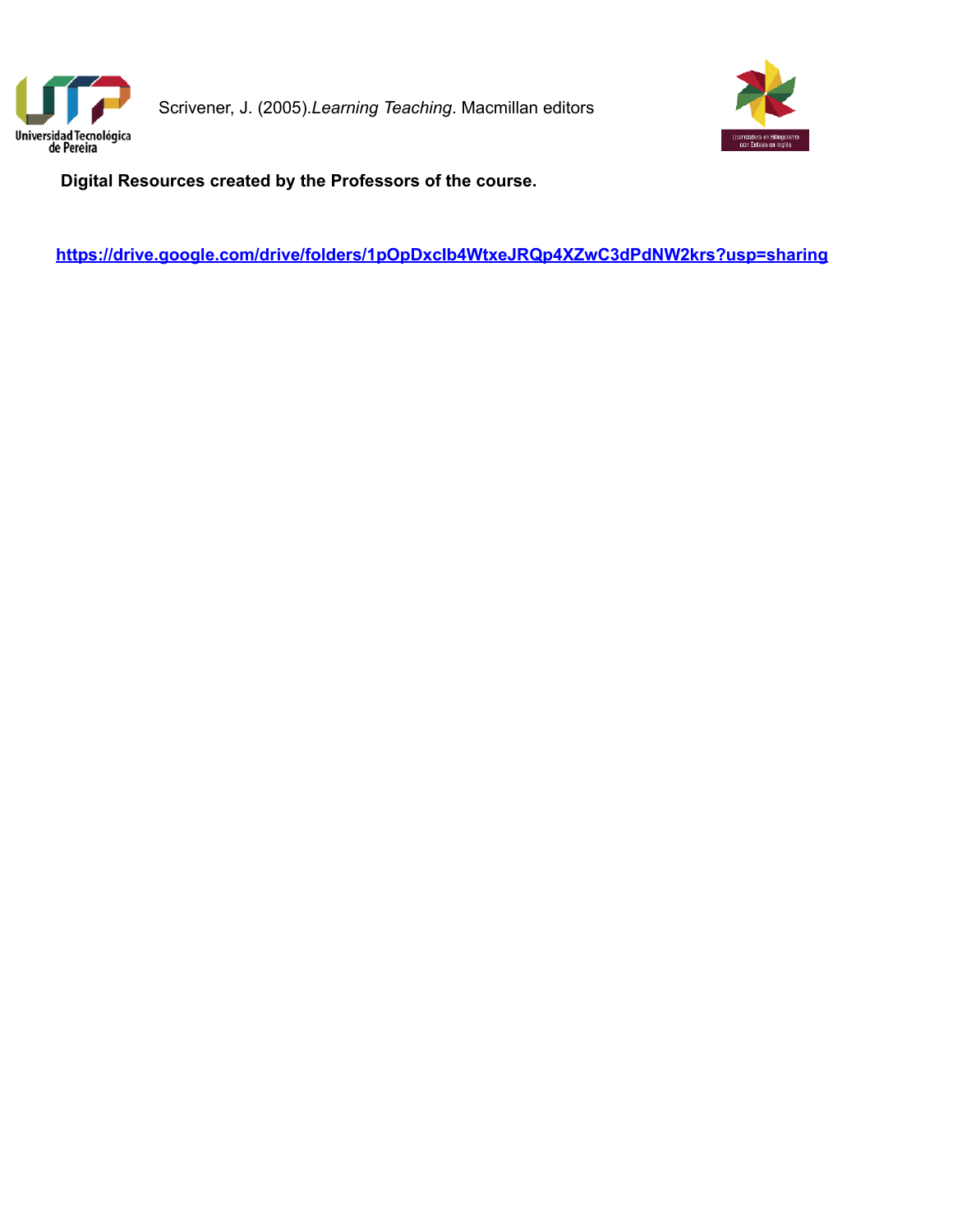Scrivener, J. (2005). *Learning Teaching*. Macmillan editors

**Digital Resources created by the Professors of the course.**

**https://drive.google.com/drive/folders/1pOpDxclb4WtxeJRQp4XZwC3dPdNW2krs?usp=sharing**